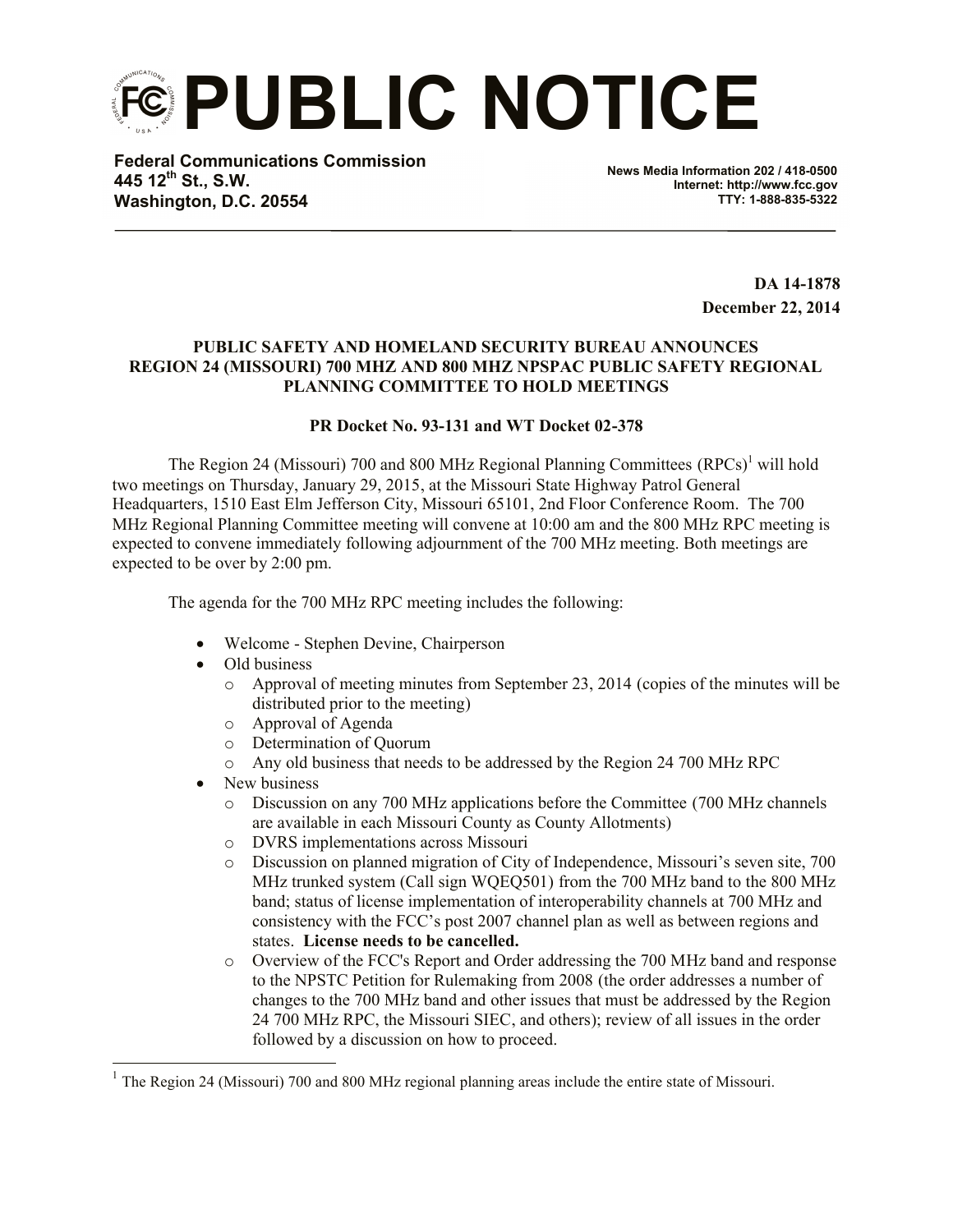# PUBLIC NOTICE

**Federal Communications Commission**
**445 12th St., S.W.**
**Washington, D.C. 20554**

**News Media Information 202 / 418-0500**
**Internet: http://www.fcc.gov**
**TTY: 1-888-835-5322**

**DA 14-1878**
**December 22, 2014**

**PUBLIC SAFETY AND HOMELAND SECURITY BUREAU ANNOUNCES REGION 24 (MISSOURI) 700 MHZ AND 800 MHZ NPSPAC PUBLIC SAFETY REGIONAL PLANNING COMMITTEE TO HOLD MEETINGS**

**PR Docket No. 93-131 and WT Docket 02-378**

The Region 24 (Missouri) 700 and 800 MHz Regional Planning Committees (RPCs)[1] will hold two meetings on Thursday, January 29, 2015, at the Missouri State Highway Patrol General Headquarters, 1510 East Elm Jefferson City, Missouri 65101, 2nd Floor Conference Room. The 700 MHz Regional Planning Committee meeting will convene at 10:00 am and the 800 MHz RPC meeting is expected to convene immediately following adjournment of the 700 MHz meeting. Both meetings are expected to be over by 2:00 pm.

The agenda for the 700 MHz RPC meeting includes the following:

- Welcome - Stephen Devine, Chairperson
- Old business
  - Approval of meeting minutes from September 23, 2014 (copies of the minutes will be distributed prior to the meeting)
  - Approval of Agenda
  - Determination of Quorum
  - Any old business that needs to be addressed by the Region 24 700 MHz RPC
- New business
  - Discussion on any 700 MHz applications before the Committee (700 MHz channels are available in each Missouri County as County Allotments)
  - DVRS implementations across Missouri
  - Discussion on planned migration of City of Independence, Missouri's seven site, 700 MHz trunked system (Call sign WQEQ501) from the 700 MHz band to the 800 MHz band; status of license implementation of interoperability channels at 700 MHz and consistency with the FCC's post 2007 channel plan as well as between regions and states. **License needs to be cancelled.**
  - Overview of the FCC's Report and Order addressing the 700 MHz band and response to the NPSTC Petition for Rulemaking from 2008 (the order addresses a number of changes to the 700 MHz band and other issues that must be addressed by the Region 24 700 MHz RPC, the Missouri SIEC, and others); review of all issues in the order followed by a discussion on how to proceed.

[1] The Region 24 (Missouri) 700 and 800 MHz regional planning areas include the entire state of Missouri.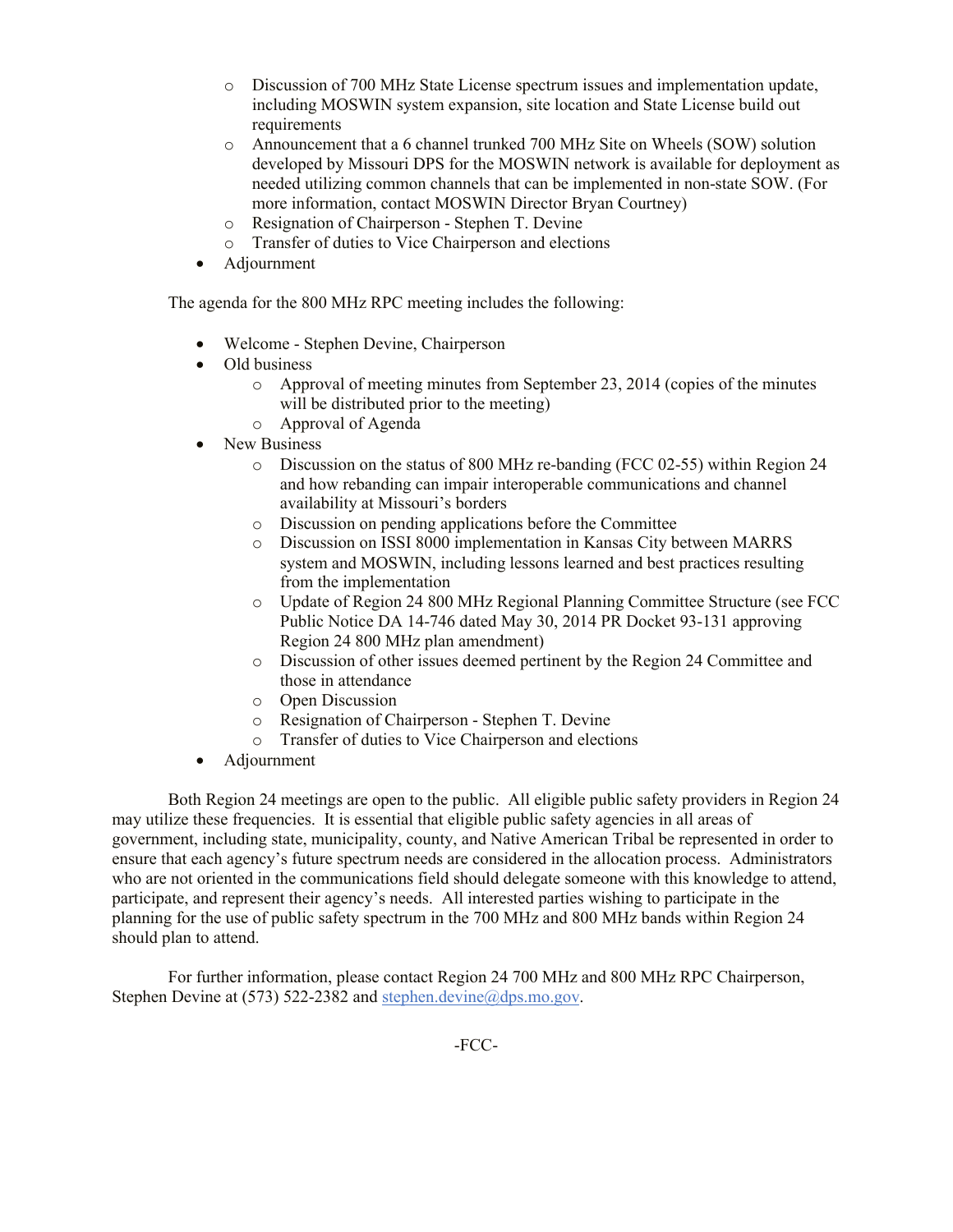- Discussion of 700 MHz State License spectrum issues and implementation update, including MOSWIN system expansion, site location and State License build out requirements
    - Announcement that a 6 channel trunked 700 MHz Site on Wheels (SOW) solution developed by Missouri DPS for the MOSWIN network is available for deployment as needed utilizing common channels that can be implemented in non-state SOW. (For more information, contact MOSWIN Director Bryan Courtney)
    - Resignation of Chairperson - Stephen T. Devine
    - Transfer of duties to Vice Chairperson and elections
- Adjournment

The agenda for the 800 MHz RPC meeting includes the following:

- Welcome - Stephen Devine, Chairperson
- Old business
    - Approval of meeting minutes from September 23, 2014 (copies of the minutes will be distributed prior to the meeting)
    - Approval of Agenda
- New Business
    - Discussion on the status of 800 MHz re-banding (FCC 02-55) within Region 24 and how rebanding can impair interoperable communications and channel availability at Missouri's borders
    - Discussion on pending applications before the Committee
    - Discussion on ISSI 8000 implementation in Kansas City between MARRS system and MOSWIN, including lessons learned and best practices resulting from the implementation
    - Update of Region 24 800 MHz Regional Planning Committee Structure (see FCC Public Notice DA 14-746 dated May 30, 2014 PR Docket 93-131 approving Region 24 800 MHz plan amendment)
    - Discussion of other issues deemed pertinent by the Region 24 Committee and those in attendance
    - Open Discussion
    - Resignation of Chairperson - Stephen T. Devine
    - Transfer of duties to Vice Chairperson and elections
- Adjournment

Both Region 24 meetings are open to the public. All eligible public safety providers in Region 24 may utilize these frequencies. It is essential that eligible public safety agencies in all areas of government, including state, municipality, county, and Native American Tribal be represented in order to ensure that each agency's future spectrum needs are considered in the allocation process. Administrators who are not oriented in the communications field should delegate someone with this knowledge to attend, participate, and represent their agency's needs. All interested parties wishing to participate in the planning for the use of public safety spectrum in the 700 MHz and 800 MHz bands within Region 24 should plan to attend.

For further information, please contact Region 24 700 MHz and 800 MHz RPC Chairperson, Stephen Devine at (573) 522-2382 and stephen.devine@dps.mo.gov.

-FCC-